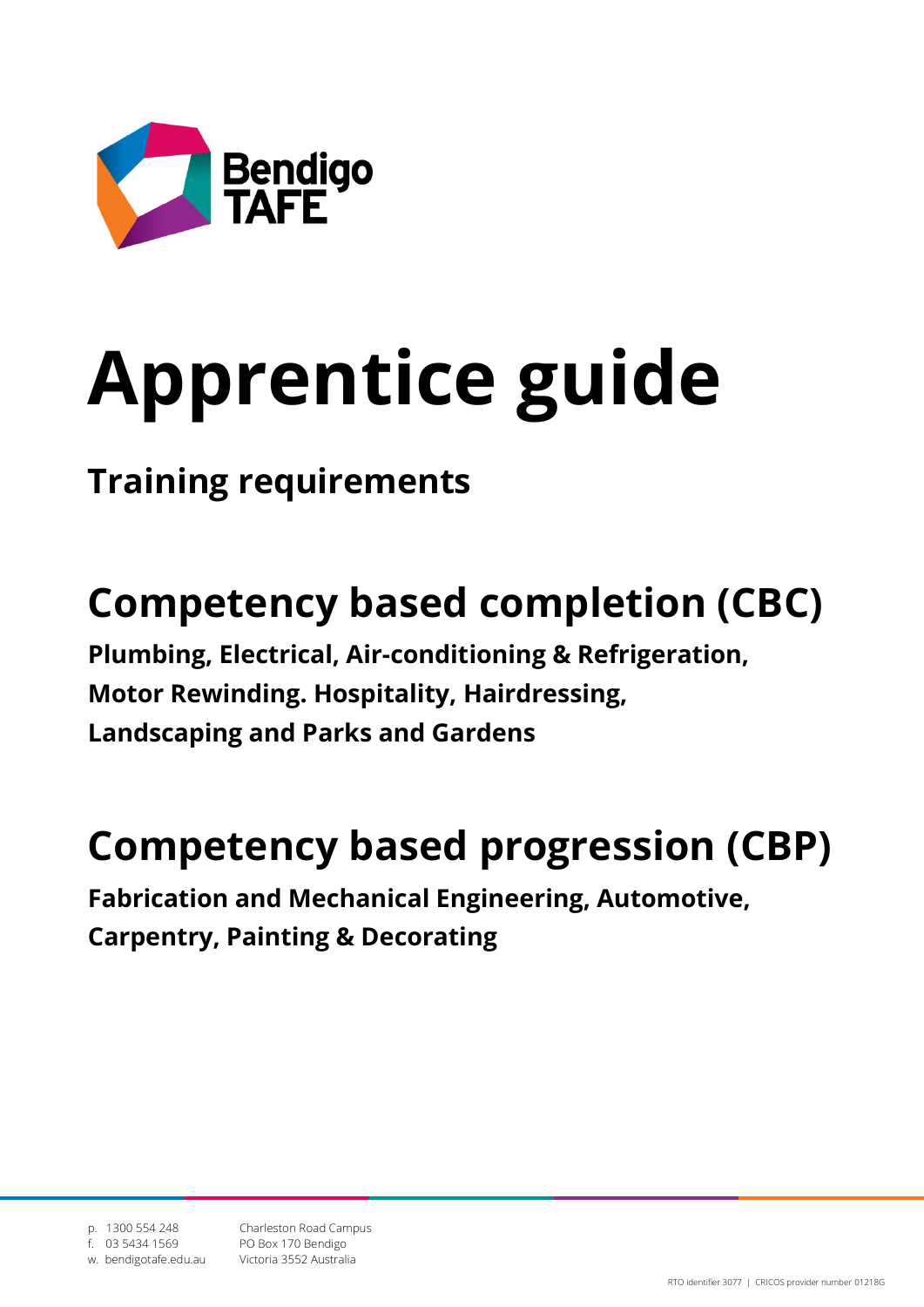Bendigo TAFE

# Apprentice guide

## Training requirements

# Competency based completion (CBC)

**Plumbing, Electrical, Air-conditioning & Refrigeration, Motor Rewinding. Hospitality, Hairdressing, Landscaping and Parks and Gardens**

# Competency based progression (CBP)

**Fabrication and Mechanical Engineering, Automotive, Carpentry, Painting & Decorating**

p. 1300 554 248
f. 03 5434 1569
w. bendigotafe.edu.au

Charleston Road Campus
PO Box 170 Bendigo
Victoria 3552 Australia

RTO identifier 3077 | CRICOS provider number 01218G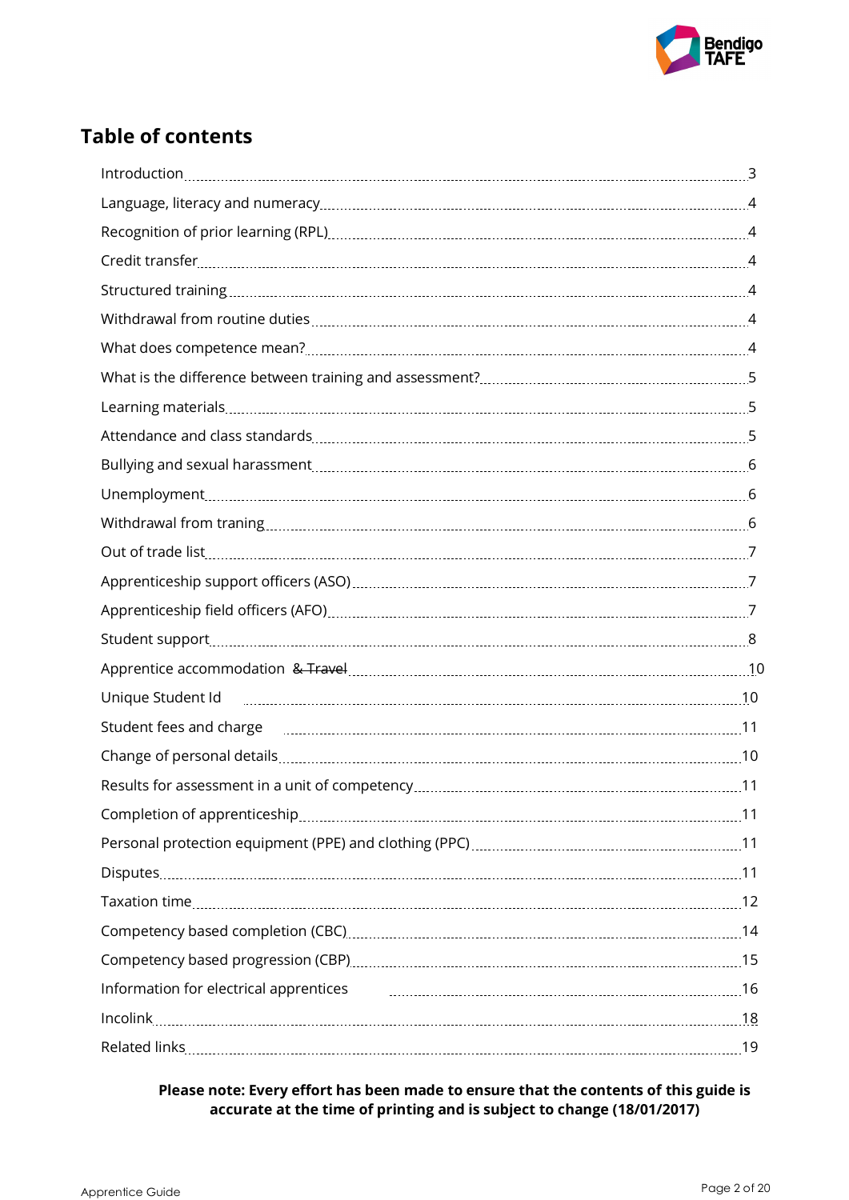## Table of contents

| | |
|---|---|
| Introduction | 3 |
| Language, literacy and numeracy | 4 |
| Recognition of prior learning (RPL) | 4 |
| Credit transfer | 4 |
| Structured training | 4 |
| Withdrawal from routine duties | 4 |
| What does competence mean? | 4 |
| What is the difference between training and assessment? | 5 |
| Learning materials | 5 |
| Attendance and class standards | 5 |
| Bullying and sexual harassment | 6 |
| Unemployment | 6 |
| Withdrawal from traning | 6 |
| Out of trade list | 7 |
| Apprenticeship support officers (ASO) | 7 |
| Apprenticeship field officers (AFO) | 7 |
| Student support | 8 |
| Apprentice accommodation ~~& Travel~~ | 10 |
| Unique Student Id | 10 |
| Student fees and charge | 11 |
| Change of personal details | 10 |
| Results for assessment in a unit of competency | 11 |
| Completion of apprenticeship | 11 |
| Personal protection equipment (PPE) and clothing (PPC) | 11 |
| Disputes | 11 |
| Taxation time | 12 |
| Competency based completion (CBC) | 14 |
| Competency based progression (CBP) | 15 |
| Information for electrical apprentices | 16 |
| Incolink | 18 |
| Related links | 19 |

**Please note: Every effort has been made to ensure that the contents of this guide is accurate at the time of printing and is subject to change (18/01/2017)**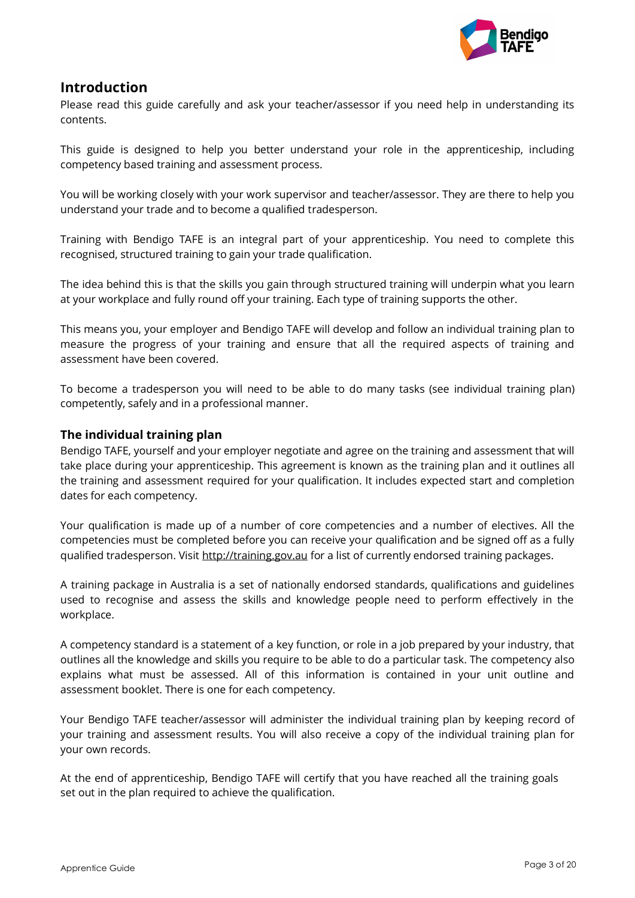## Introduction

Please read this guide carefully and ask your teacher/assessor if you need help in understanding its contents.

This guide is designed to help you better understand your role in the apprenticeship, including competency based training and assessment process.

You will be working closely with your work supervisor and teacher/assessor. They are there to help you understand your trade and to become a qualified tradesperson.

Training with Bendigo TAFE is an integral part of your apprenticeship. You need to complete this recognised, structured training to gain your trade qualification.

The idea behind this is that the skills you gain through structured training will underpin what you learn at your workplace and fully round off your training. Each type of training supports the other.

This means you, your employer and Bendigo TAFE will develop and follow an individual training plan to measure the progress of your training and ensure that all the required aspects of training and assessment have been covered.

To become a tradesperson you will need to be able to do many tasks (see individual training plan) competently, safely and in a professional manner.

### The individual training plan

Bendigo TAFE, yourself and your employer negotiate and agree on the training and assessment that will take place during your apprenticeship. This agreement is known as the training plan and it outlines all the training and assessment required for your qualification. It includes expected start and completion dates for each competency.

Your qualification is made up of a number of core competencies and a number of electives. All the competencies must be completed before you can receive your qualification and be signed off as a fully qualified tradesperson. Visit http://training.gov.au for a list of currently endorsed training packages.

A training package in Australia is a set of nationally endorsed standards, qualifications and guidelines used to recognise and assess the skills and knowledge people need to perform effectively in the workplace.

A competency standard is a statement of a key function, or role in a job prepared by your industry, that outlines all the knowledge and skills you require to be able to do a particular task. The competency also explains what must be assessed. All of this information is contained in your unit outline and assessment booklet. There is one for each competency.

Your Bendigo TAFE teacher/assessor will administer the individual training plan by keeping record of your training and assessment results. You will also receive a copy of the individual training plan for your own records.

At the end of apprenticeship, Bendigo TAFE will certify that you have reached all the training goals set out in the plan required to achieve the qualification.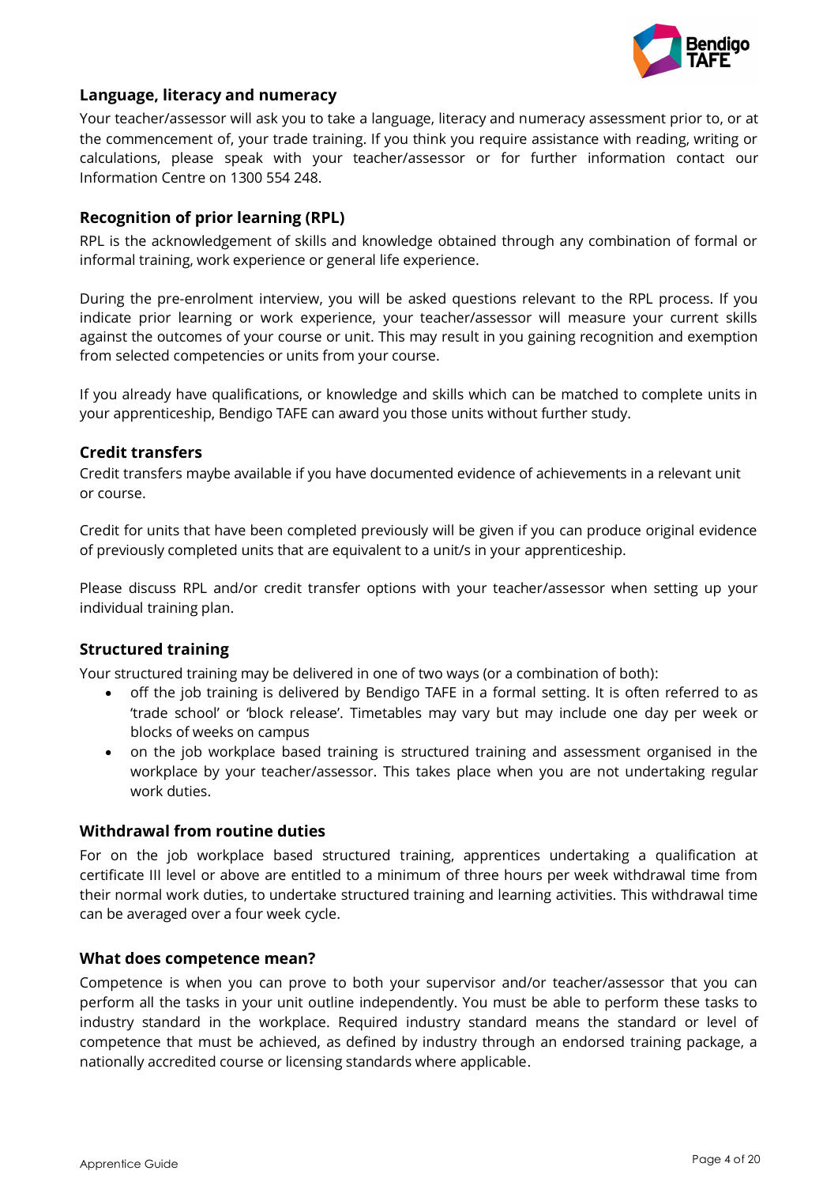## Language, literacy and numeracy

Your teacher/assessor will ask you to take a language, literacy and numeracy assessment prior to, or at the commencement of, your trade training. If you think you require assistance with reading, writing or calculations, please speak with your teacher/assessor or for further information contact our Information Centre on 1300 554 248.

## Recognition of prior learning (RPL)

RPL is the acknowledgement of skills and knowledge obtained through any combination of formal or informal training, work experience or general life experience.

During the pre-enrolment interview, you will be asked questions relevant to the RPL process. If you indicate prior learning or work experience, your teacher/assessor will measure your current skills against the outcomes of your course or unit. This may result in you gaining recognition and exemption from selected competencies or units from your course.

If you already have qualifications, or knowledge and skills which can be matched to complete units in your apprenticeship, Bendigo TAFE can award you those units without further study.

## Credit transfers

Credit transfers maybe available if you have documented evidence of achievements in a relevant unit or course.

Credit for units that have been completed previously will be given if you can produce original evidence of previously completed units that are equivalent to a unit/s in your apprenticeship.

Please discuss RPL and/or credit transfer options with your teacher/assessor when setting up your individual training plan.

## Structured training

Your structured training may be delivered in one of two ways (or a combination of both):

- off the job training is delivered by Bendigo TAFE in a formal setting. It is often referred to as 'trade school' or 'block release'. Timetables may vary but may include one day per week or blocks of weeks on campus
- on the job workplace based training is structured training and assessment organised in the workplace by your teacher/assessor. This takes place when you are not undertaking regular work duties.

## Withdrawal from routine duties

For on the job workplace based structured training, apprentices undertaking a qualification at certificate III level or above are entitled to a minimum of three hours per week withdrawal time from their normal work duties, to undertake structured training and learning activities. This withdrawal time can be averaged over a four week cycle.

## What does competence mean?

Competence is when you can prove to both your supervisor and/or teacher/assessor that you can perform all the tasks in your unit outline independently. You must be able to perform these tasks to industry standard in the workplace. Required industry standard means the standard or level of competence that must be achieved, as defined by industry through an endorsed training package, a nationally accredited course or licensing standards where applicable.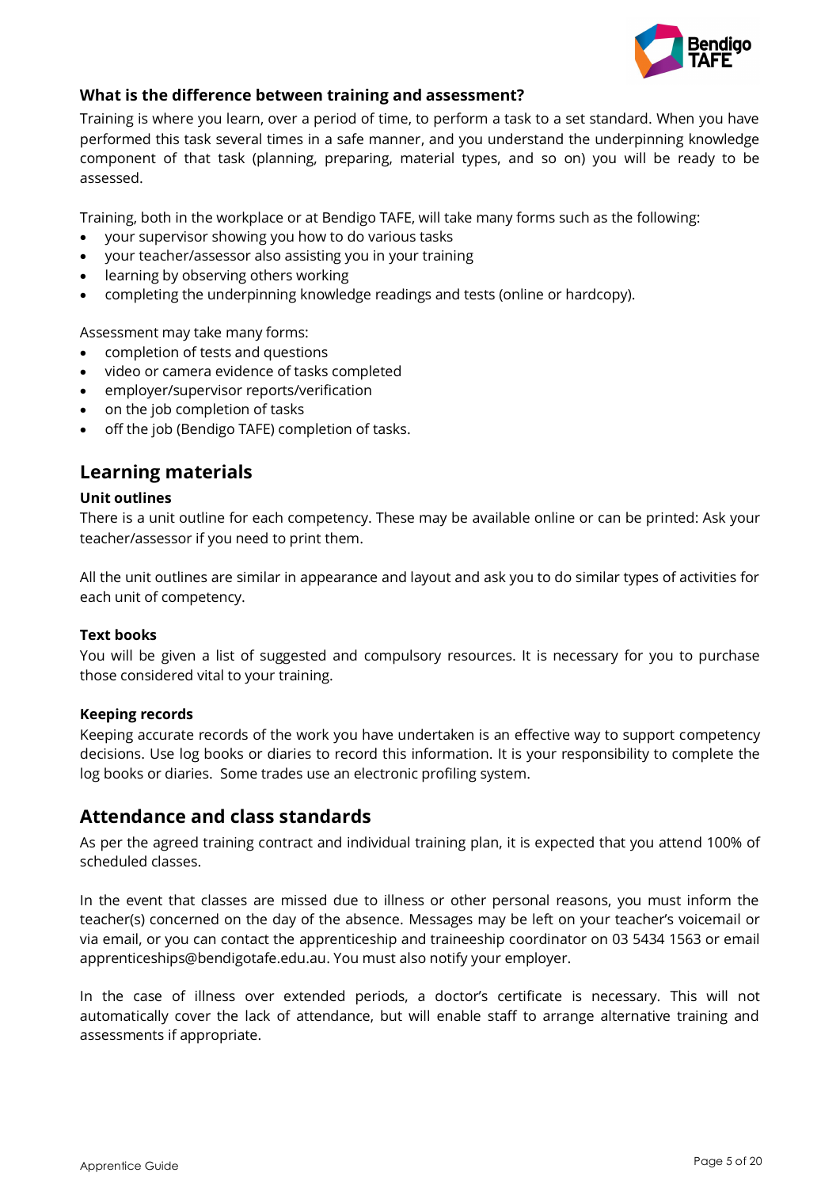### What is the difference between training and assessment?

Training is where you learn, over a period of time, to perform a task to a set standard. When you have performed this task several times in a safe manner, and you understand the underpinning knowledge component of that task (planning, preparing, material types, and so on) you will be ready to be assessed.

Training, both in the workplace or at Bendigo TAFE, will take many forms such as the following:

- your supervisor showing you how to do various tasks
- your teacher/assessor also assisting you in your training
- learning by observing others working
- completing the underpinning knowledge readings and tests (online or hardcopy).

Assessment may take many forms:

- completion of tests and questions
- video or camera evidence of tasks completed
- employer/supervisor reports/verification
- on the job completion of tasks
- off the job (Bendigo TAFE) completion of tasks.

## Learning materials

**Unit outlines**

There is a unit outline for each competency. These may be available online or can be printed: Ask your teacher/assessor if you need to print them.

All the unit outlines are similar in appearance and layout and ask you to do similar types of activities for each unit of competency.

**Text books**

You will be given a list of suggested and compulsory resources. It is necessary for you to purchase those considered vital to your training.

**Keeping records**

Keeping accurate records of the work you have undertaken is an effective way to support competency decisions. Use log books or diaries to record this information. It is your responsibility to complete the log books or diaries. Some trades use an electronic profiling system.

## Attendance and class standards

As per the agreed training contract and individual training plan, it is expected that you attend 100% of scheduled classes.

In the event that classes are missed due to illness or other personal reasons, you must inform the teacher(s) concerned on the day of the absence. Messages may be left on your teacher's voicemail or via email, or you can contact the apprenticeship and traineeship coordinator on 03 5434 1563 or email apprenticeships@bendigotafe.edu.au. You must also notify your employer.

In the case of illness over extended periods, a doctor's certificate is necessary. This will not automatically cover the lack of attendance, but will enable staff to arrange alternative training and assessments if appropriate.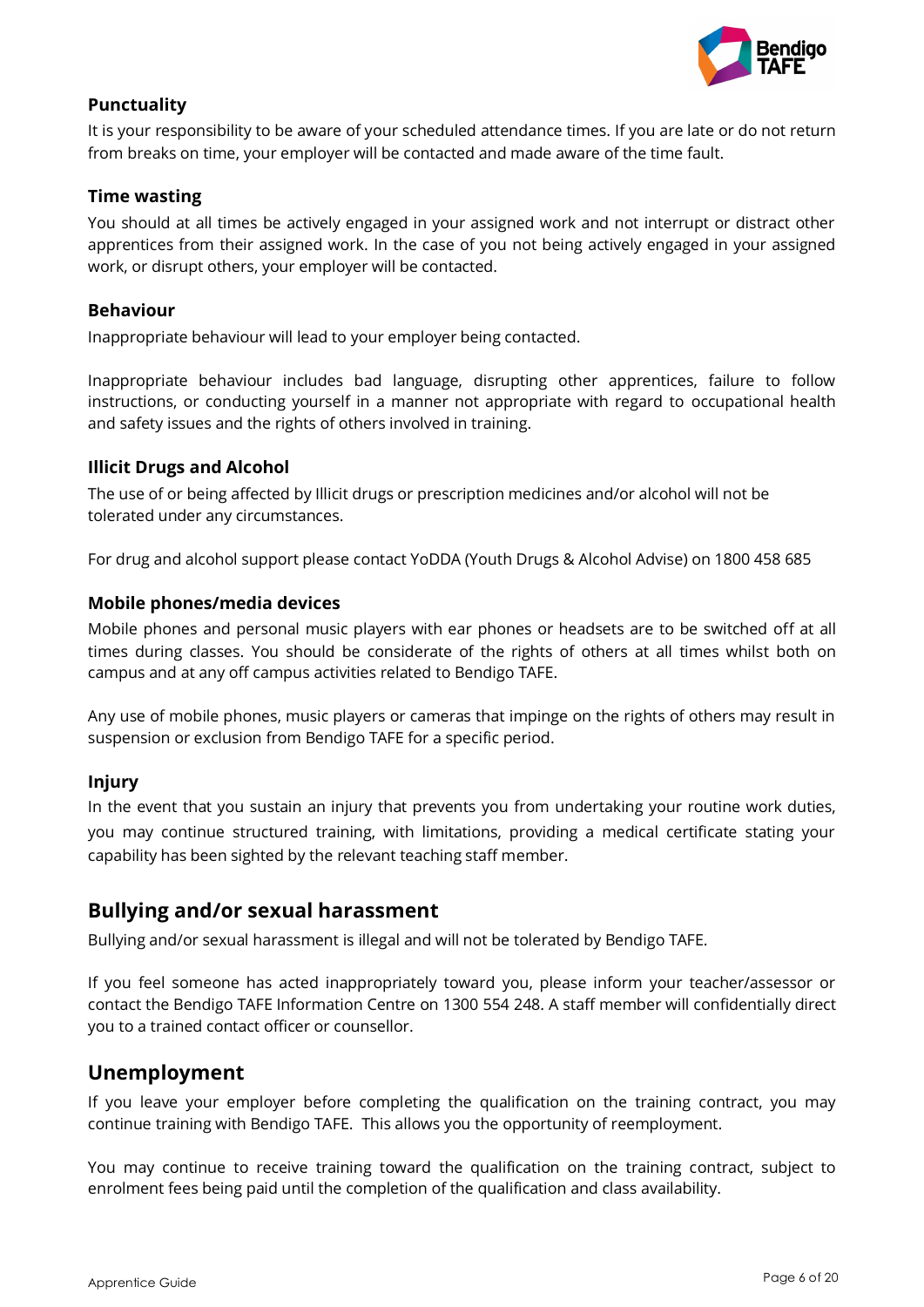### Punctuality

It is your responsibility to be aware of your scheduled attendance times. If you are late or do not return from breaks on time, your employer will be contacted and made aware of the time fault.

### Time wasting

You should at all times be actively engaged in your assigned work and not interrupt or distract other apprentices from their assigned work. In the case of you not being actively engaged in your assigned work, or disrupt others, your employer will be contacted.

### Behaviour

Inappropriate behaviour will lead to your employer being contacted.

Inappropriate behaviour includes bad language, disrupting other apprentices, failure to follow instructions, or conducting yourself in a manner not appropriate with regard to occupational health and safety issues and the rights of others involved in training.

### Illicit Drugs and Alcohol

The use of or being affected by Illicit drugs or prescription medicines and/or alcohol will not be tolerated under any circumstances.

For drug and alcohol support please contact YoDDA (Youth Drugs & Alcohol Advise) on 1800 458 685

### Mobile phones/media devices

Mobile phones and personal music players with ear phones or headsets are to be switched off at all times during classes. You should be considerate of the rights of others at all times whilst both on campus and at any off campus activities related to Bendigo TAFE.

Any use of mobile phones, music players or cameras that impinge on the rights of others may result in suspension or exclusion from Bendigo TAFE for a specific period.

### Injury

In the event that you sustain an injury that prevents you from undertaking your routine work duties, you may continue structured training, with limitations, providing a medical certificate stating your capability has been sighted by the relevant teaching staff member.

## Bullying and/or sexual harassment

Bullying and/or sexual harassment is illegal and will not be tolerated by Bendigo TAFE.

If you feel someone has acted inappropriately toward you, please inform your teacher/assessor or contact the Bendigo TAFE Information Centre on 1300 554 248. A staff member will confidentially direct you to a trained contact officer or counsellor.

## Unemployment

If you leave your employer before completing the qualification on the training contract, you may continue training with Bendigo TAFE. This allows you the opportunity of reemployment.

You may continue to receive training toward the qualification on the training contract, subject to enrolment fees being paid until the completion of the qualification and class availability.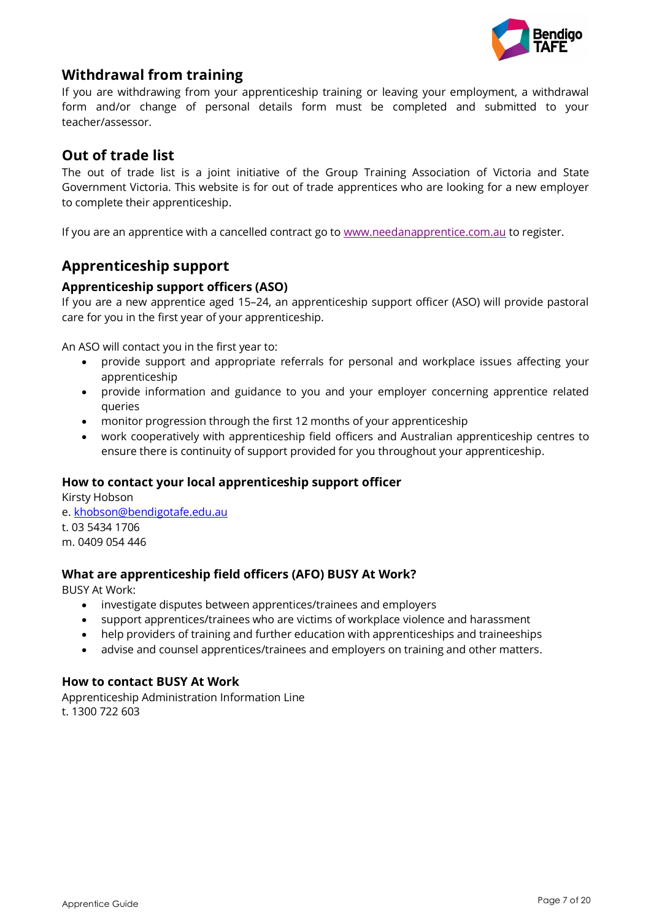## Withdrawal from training

If you are withdrawing from your apprenticeship training or leaving your employment, a withdrawal form and/or change of personal details form must be completed and submitted to your teacher/assessor.

## Out of trade list

The out of trade list is a joint initiative of the Group Training Association of Victoria and State Government Victoria. This website is for out of trade apprentices who are looking for a new employer to complete their apprenticeship.

If you are an apprentice with a cancelled contract go to [www.needanapprentice.com.au](http://www.needanapprentice.com.au) to register.

## Apprenticeship support

### Apprenticeship support officers (ASO)

If you are a new apprentice aged 15–24, an apprenticeship support officer (ASO) will provide pastoral care for you in the first year of your apprenticeship.

An ASO will contact you in the first year to:

- provide support and appropriate referrals for personal and workplace issues affecting your apprenticeship
- provide information and guidance to you and your employer concerning apprentice related queries
- monitor progression through the first 12 months of your apprenticeship
- work cooperatively with apprenticeship field officers and Australian apprenticeship centres to ensure there is continuity of support provided for you throughout your apprenticeship.

### How to contact your local apprenticeship support officer

Kirsty Hobson
e. [khobson@bendigotafe.edu.au](mailto:khobson@bendigotafe.edu.au)
t. 03 5434 1706
m. 0409 054 446

### What are apprenticeship field officers (AFO) BUSY At Work?

BUSY At Work:

- investigate disputes between apprentices/trainees and employers
- support apprentices/trainees who are victims of workplace violence and harassment
- help providers of training and further education with apprenticeships and traineeships
- advise and counsel apprentices/trainees and employers on training and other matters.

### How to contact BUSY At Work

Apprenticeship Administration Information Line
t. 1300 722 603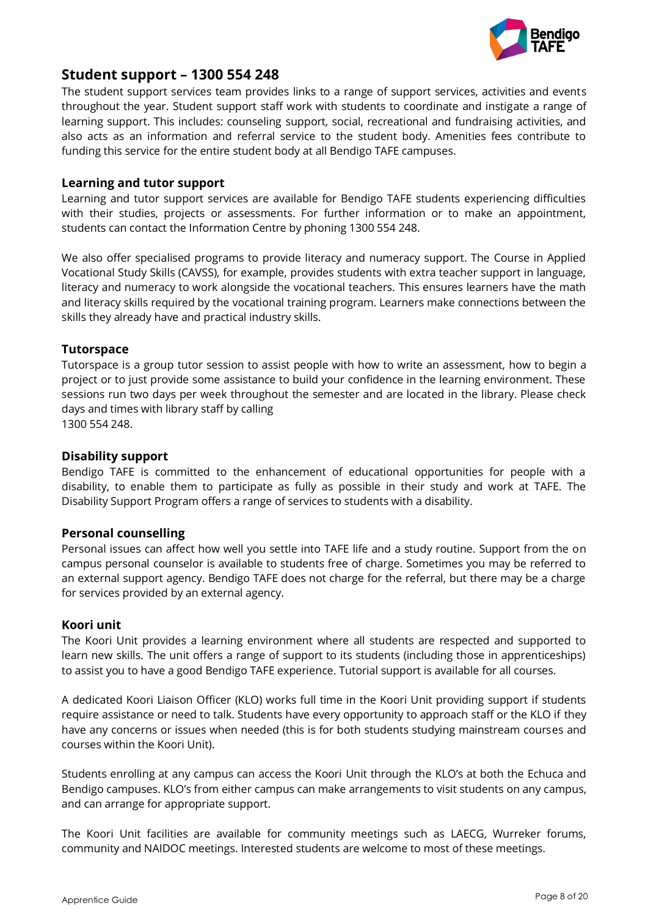## Student support – 1300 554 248

The student support services team provides links to a range of support services, activities and events throughout the year. Student support staff work with students to coordinate and instigate a range of learning support. This includes: counseling support, social, recreational and fundraising activities, and also acts as an information and referral service to the student body. Amenities fees contribute to funding this service for the entire student body at all Bendigo TAFE campuses.

### Learning and tutor support

Learning and tutor support services are available for Bendigo TAFE students experiencing difficulties with their studies, projects or assessments. For further information or to make an appointment, students can contact the Information Centre by phoning 1300 554 248.

We also offer specialised programs to provide literacy and numeracy support. The Course in Applied Vocational Study Skills (CAVSS), for example, provides students with extra teacher support in language, literacy and numeracy to work alongside the vocational teachers. This ensures learners have the math and literacy skills required by the vocational training program. Learners make connections between the skills they already have and practical industry skills.

### Tutorspace

Tutorspace is a group tutor session to assist people with how to write an assessment, how to begin a project or to just provide some assistance to build your confidence in the learning environment. These sessions run two days per week throughout the semester and are located in the library. Please check days and times with library staff by calling
1300 554 248.

### Disability support

Bendigo TAFE is committed to the enhancement of educational opportunities for people with a disability, to enable them to participate as fully as possible in their study and work at TAFE. The Disability Support Program offers a range of services to students with a disability.

### Personal counselling

Personal issues can affect how well you settle into TAFE life and a study routine. Support from the on campus personal counselor is available to students free of charge. Sometimes you may be referred to an external support agency. Bendigo TAFE does not charge for the referral, but there may be a charge for services provided by an external agency.

### Koori unit

The Koori Unit provides a learning environment where all students are respected and supported to learn new skills. The unit offers a range of support to its students (including those in apprenticeships) to assist you to have a good Bendigo TAFE experience. Tutorial support is available for all courses.

A dedicated Koori Liaison Officer (KLO) works full time in the Koori Unit providing support if students require assistance or need to talk. Students have every opportunity to approach staff or the KLO if they have any concerns or issues when needed (this is for both students studying mainstream courses and courses within the Koori Unit).

Students enrolling at any campus can access the Koori Unit through the KLO's at both the Echuca and Bendigo campuses. KLO's from either campus can make arrangements to visit students on any campus, and can arrange for appropriate support.

The Koori Unit facilities are available for community meetings such as LAECG, Wurreker forums, community and NAIDOC meetings. Interested students are welcome to most of these meetings.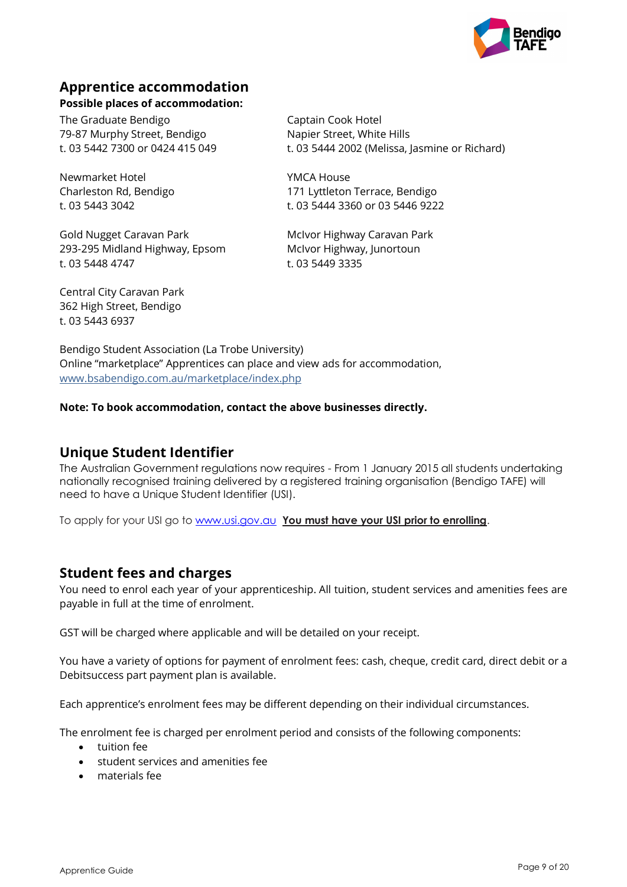## Apprentice accommodation

**Possible places of accommodation:**

The Graduate Bendigo
79-87 Murphy Street, Bendigo
t. 03 5442 7300 or 0424 415 049

Captain Cook Hotel
Napier Street, White Hills
t. 03 5444 2002 (Melissa, Jasmine or Richard)

Newmarket Hotel
Charleston Rd, Bendigo
t. 03 5443 3042

YMCA House
171 Lyttleton Terrace, Bendigo
t. 03 5444 3360 or 03 5446 9222

Gold Nugget Caravan Park
293-295 Midland Highway, Epsom
t. 03 5448 4747

McIvor Highway Caravan Park
McIvor Highway, Junortoun
t. 03 5449 3335

Central City Caravan Park
362 High Street, Bendigo
t. 03 5443 6937

Bendigo Student Association (La Trobe University)
Online "marketplace" Apprentices can place and view ads for accommodation,
[www.bsabendigo.com.au/marketplace/index.php](www.bsabendigo.com.au/marketplace/index.php)

**Note: To book accommodation, contact the above businesses directly.**

## Unique Student Identifier

The Australian Government regulations now requires - From 1 January 2015 all students undertaking nationally recognised training delivered by a registered training organisation (Bendigo TAFE) will need to have a Unique Student Identifier (USI).

To apply for your USI go to [www.usi.gov.au](www.usi.gov.au) **You must have your USI prior to enrolling**.

## Student fees and charges

You need to enrol each year of your apprenticeship. All tuition, student services and amenities fees are payable in full at the time of enrolment.

GST will be charged where applicable and will be detailed on your receipt.

You have a variety of options for payment of enrolment fees: cash, cheque, credit card, direct debit or a Debitsuccess part payment plan is available.

Each apprentice's enrolment fees may be different depending on their individual circumstances.

The enrolment fee is charged per enrolment period and consists of the following components:

- tuition fee
- student services and amenities fee
- materials fee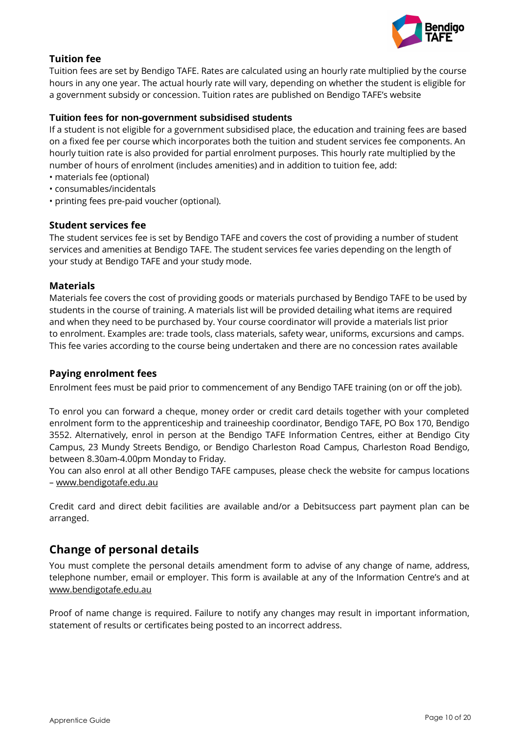### Tuition fee

Tuition fees are set by Bendigo TAFE. Rates are calculated using an hourly rate multiplied by the course hours in any one year. The actual hourly rate will vary, depending on whether the student is eligible for a government subsidy or concession. Tuition rates are published on Bendigo TAFE's website

### Tuition fees for non-government subsidised students

If a student is not eligible for a government subsidised place, the education and training fees are based on a fixed fee per course which incorporates both the tuition and student services fee components. An hourly tuition rate is also provided for partial enrolment purposes. This hourly rate multiplied by the number of hours of enrolment (includes amenities) and in addition to tuition fee, add:

- materials fee (optional)
- consumables/incidentals
- printing fees pre-paid voucher (optional).

### Student services fee

The student services fee is set by Bendigo TAFE and covers the cost of providing a number of student services and amenities at Bendigo TAFE. The student services fee varies depending on the length of your study at Bendigo TAFE and your study mode.

### Materials

Materials fee covers the cost of providing goods or materials purchased by Bendigo TAFE to be used by students in the course of training. A materials list will be provided detailing what items are required and when they need to be purchased by. Your course coordinator will provide a materials list prior to enrolment. Examples are: trade tools, class materials, safety wear, uniforms, excursions and camps. This fee varies according to the course being undertaken and there are no concession rates available

### Paying enrolment fees

Enrolment fees must be paid prior to commencement of any Bendigo TAFE training (on or off the job).

To enrol you can forward a cheque, money order or credit card details together with your completed enrolment form to the apprenticeship and traineeship coordinator, Bendigo TAFE, PO Box 170, Bendigo 3552. Alternatively, enrol in person at the Bendigo TAFE Information Centres, either at Bendigo City Campus, 23 Mundy Streets Bendigo, or Bendigo Charleston Road Campus, Charleston Road Bendigo, between 8.30am-4.00pm Monday to Friday.
You can also enrol at all other Bendigo TAFE campuses, please check the website for campus locations – www.bendigotafe.edu.au

Credit card and direct debit facilities are available and/or a Debitsuccess part payment plan can be arranged.

## Change of personal details

You must complete the personal details amendment form to advise of any change of name, address, telephone number, email or employer. This form is available at any of the Information Centre's and at www.bendigotafe.edu.au

Proof of name change is required. Failure to notify any changes may result in important information, statement of results or certificates being posted to an incorrect address.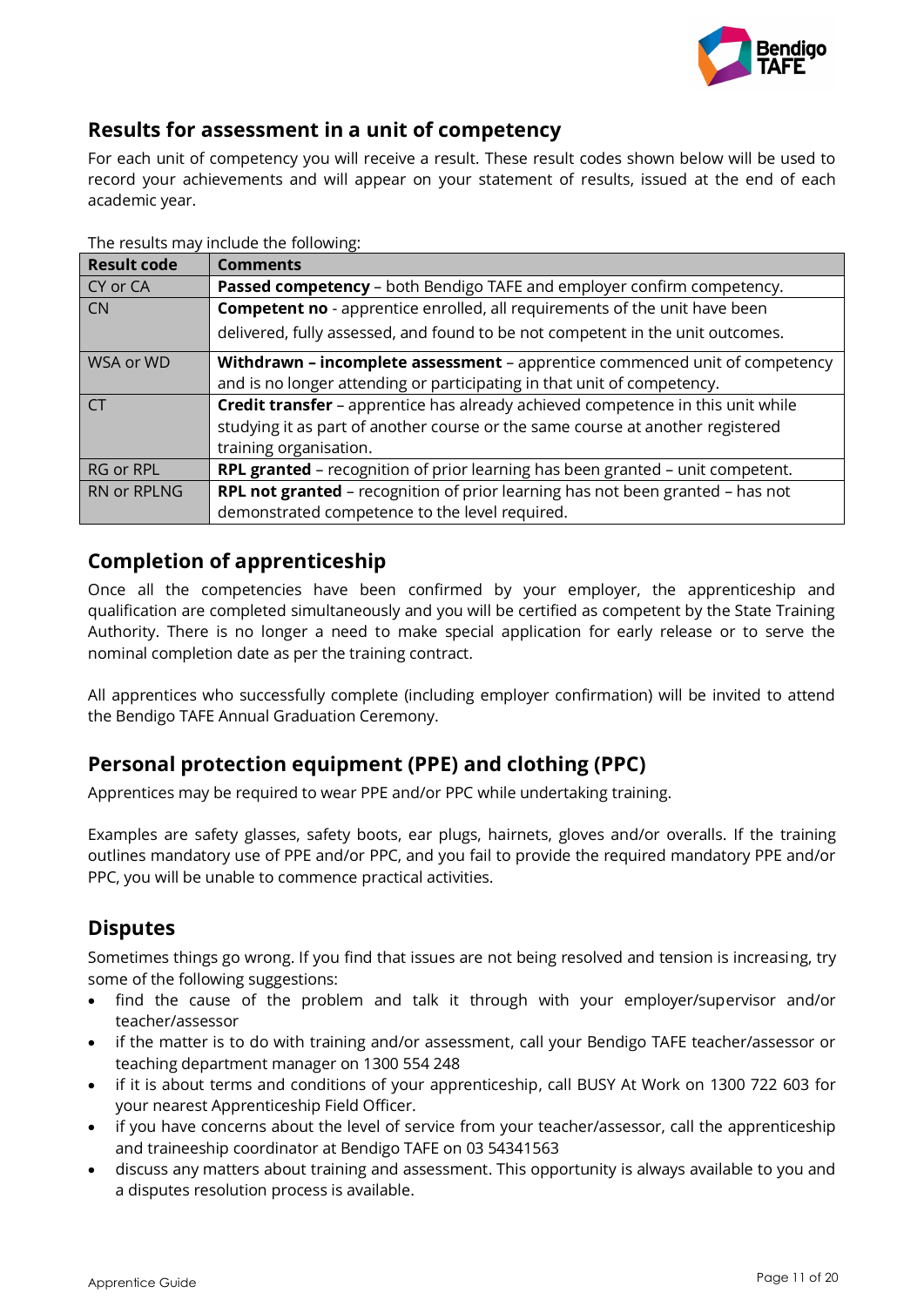## Results for assessment in a unit of competency

For each unit of competency you will receive a result. These result codes shown below will be used to record your achievements and will appear on your statement of results, issued at the end of each academic year.

The results may include the following:

| Result code | Comments |
|---|---|
| CY or CA | **Passed competency** – both Bendigo TAFE and employer confirm competency. |
| CN | **Competent no** - apprentice enrolled, all requirements of the unit have been delivered, fully assessed, and found to be not competent in the unit outcomes. |
| WSA or WD | **Withdrawn – incomplete assessment** – apprentice commenced unit of competency and is no longer attending or participating in that unit of competency. |
| CT | **Credit transfer** – apprentice has already achieved competence in this unit while studying it as part of another course or the same course at another registered training organisation. |
| RG or RPL | **RPL granted** – recognition of prior learning has been granted – unit competent. |
| RN or RPLNG | **RPL not granted** – recognition of prior learning has not been granted – has not demonstrated competence to the level required. |

## Completion of apprenticeship

Once all the competencies have been confirmed by your employer, the apprenticeship and qualification are completed simultaneously and you will be certified as competent by the State Training Authority. There is no longer a need to make special application for early release or to serve the nominal completion date as per the training contract.

All apprentices who successfully complete (including employer confirmation) will be invited to attend the Bendigo TAFE Annual Graduation Ceremony.

## Personal protection equipment (PPE) and clothing (PPC)

Apprentices may be required to wear PPE and/or PPC while undertaking training.

Examples are safety glasses, safety boots, ear plugs, hairnets, gloves and/or overalls. If the training outlines mandatory use of PPE and/or PPC, and you fail to provide the required mandatory PPE and/or PPC, you will be unable to commence practical activities.

## Disputes

Sometimes things go wrong. If you find that issues are not being resolved and tension is increasing, try some of the following suggestions:

- find the cause of the problem and talk it through with your employer/supervisor and/or teacher/assessor
- if the matter is to do with training and/or assessment, call your Bendigo TAFE teacher/assessor or teaching department manager on 1300 554 248
- if it is about terms and conditions of your apprenticeship, call BUSY At Work on 1300 722 603 for your nearest Apprenticeship Field Officer.
- if you have concerns about the level of service from your teacher/assessor, call the apprenticeship and traineeship coordinator at Bendigo TAFE on 03 54341563
- discuss any matters about training and assessment. This opportunity is always available to you and a disputes resolution process is available.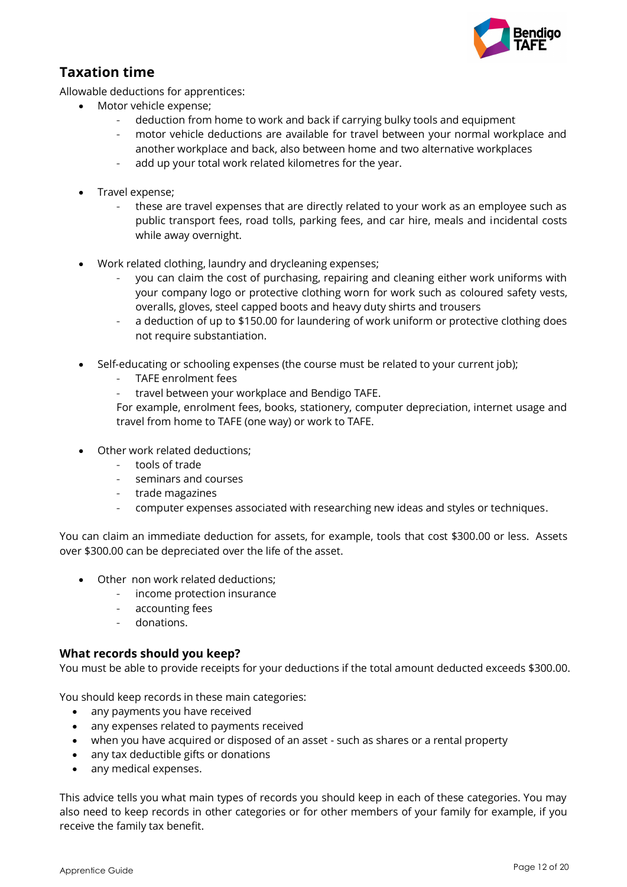## Taxation time

Allowable deductions for apprentices:

- Motor vehicle expense;
  - deduction from home to work and back if carrying bulky tools and equipment
  - motor vehicle deductions are available for travel between your normal workplace and another workplace and back, also between home and two alternative workplaces
  - add up your total work related kilometres for the year.

- Travel expense;
  - these are travel expenses that are directly related to your work as an employee such as public transport fees, road tolls, parking fees, and car hire, meals and incidental costs while away overnight.

- Work related clothing, laundry and drycleaning expenses;
  - you can claim the cost of purchasing, repairing and cleaning either work uniforms with your company logo or protective clothing worn for work such as coloured safety vests, overalls, gloves, steel capped boots and heavy duty shirts and trousers
  - a deduction of up to $150.00 for laundering of work uniform or protective clothing does not require substantiation.

- Self-educating or schooling expenses (the course must be related to your current job);
  - TAFE enrolment fees
  - travel between your workplace and Bendigo TAFE.

  For example, enrolment fees, books, stationery, computer depreciation, internet usage and travel from home to TAFE (one way) or work to TAFE.

- Other work related deductions;
  - tools of trade
  - seminars and courses
  - trade magazines
  - computer expenses associated with researching new ideas and styles or techniques.

You can claim an immediate deduction for assets, for example, tools that cost $300.00 or less. Assets over $300.00 can be depreciated over the life of the asset.

- Other non work related deductions;
  - income protection insurance
  - accounting fees
  - donations.

### What records should you keep?

You must be able to provide receipts for your deductions if the total amount deducted exceeds $300.00.

You should keep records in these main categories:

- any payments you have received
- any expenses related to payments received
- when you have acquired or disposed of an asset - such as shares or a rental property
- any tax deductible gifts or donations
- any medical expenses.

This advice tells you what main types of records you should keep in each of these categories. You may also need to keep records in other categories or for other members of your family for example, if you receive the family tax benefit.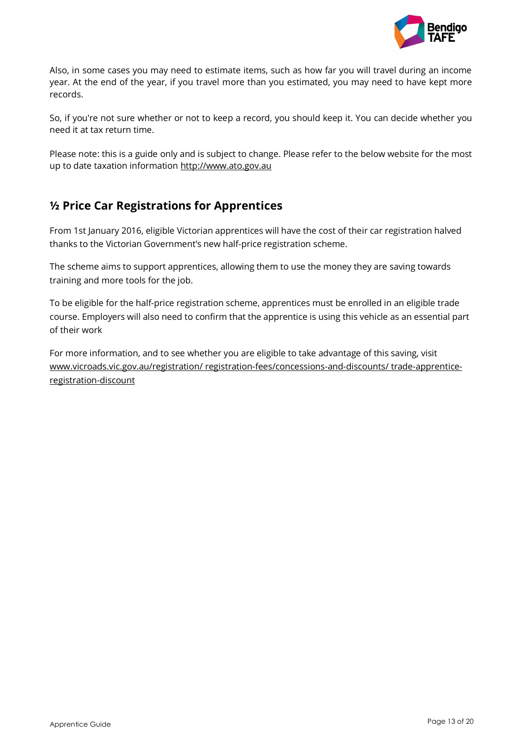Also, in some cases you may need to estimate items, such as how far you will travel during an income year. At the end of the year, if you travel more than you estimated, you may need to have kept more records.

So, if you're not sure whether or not to keep a record, you should keep it. You can decide whether you need it at tax return time.

Please note: this is a guide only and is subject to change. Please refer to the below website for the most up to date taxation information http://www.ato.gov.au

## ½ Price Car Registrations for Apprentices

From 1st January 2016, eligible Victorian apprentices will have the cost of their car registration halved thanks to the Victorian Government's new half-price registration scheme.

The scheme aims to support apprentices, allowing them to use the money they are saving towards training and more tools for the job.

To be eligible for the half-price registration scheme, apprentices must be enrolled in an eligible trade course. Employers will also need to confirm that the apprentice is using this vehicle as an essential part of their work

For more information, and to see whether you are eligible to take advantage of this saving, visit www.vicroads.vic.gov.au/registration/ registration-fees/concessions-and-discounts/ trade-apprentice-registration-discount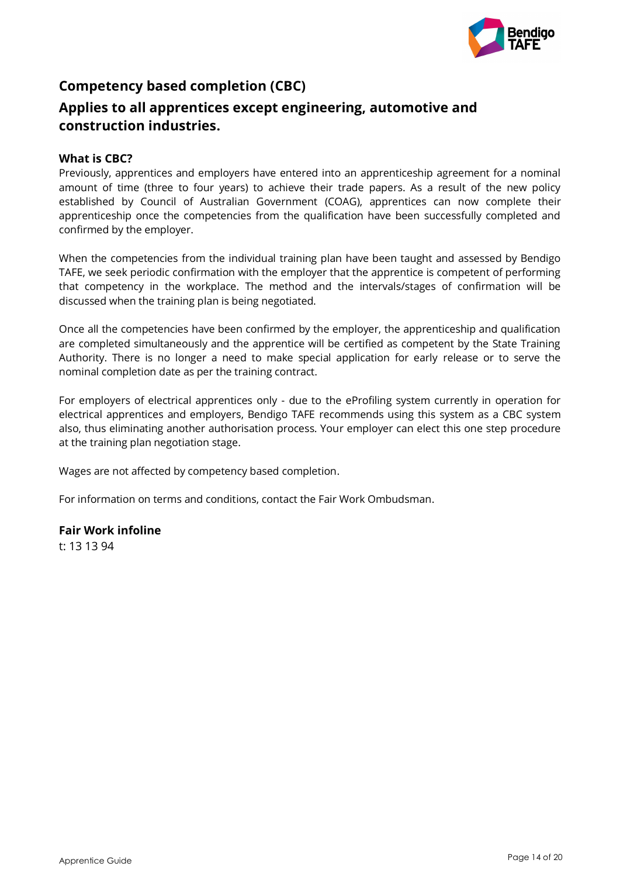## Competency based completion (CBC)

## Applies to all apprentices except engineering, automotive and construction industries.

**What is CBC?**

Previously, apprentices and employers have entered into an apprenticeship agreement for a nominal amount of time (three to four years) to achieve their trade papers. As a result of the new policy established by Council of Australian Government (COAG), apprentices can now complete their apprenticeship once the competencies from the qualification have been successfully completed and confirmed by the employer.

When the competencies from the individual training plan have been taught and assessed by Bendigo TAFE, we seek periodic confirmation with the employer that the apprentice is competent of performing that competency in the workplace. The method and the intervals/stages of confirmation will be discussed when the training plan is being negotiated.

Once all the competencies have been confirmed by the employer, the apprenticeship and qualification are completed simultaneously and the apprentice will be certified as competent by the State Training Authority. There is no longer a need to make special application for early release or to serve the nominal completion date as per the training contract.

For employers of electrical apprentices only - due to the eProfiling system currently in operation for electrical apprentices and employers, Bendigo TAFE recommends using this system as a CBC system also, thus eliminating another authorisation process. Your employer can elect this one step procedure at the training plan negotiation stage.

Wages are not affected by competency based completion.

For information on terms and conditions, contact the Fair Work Ombudsman.

**Fair Work infoline**

t: 13 13 94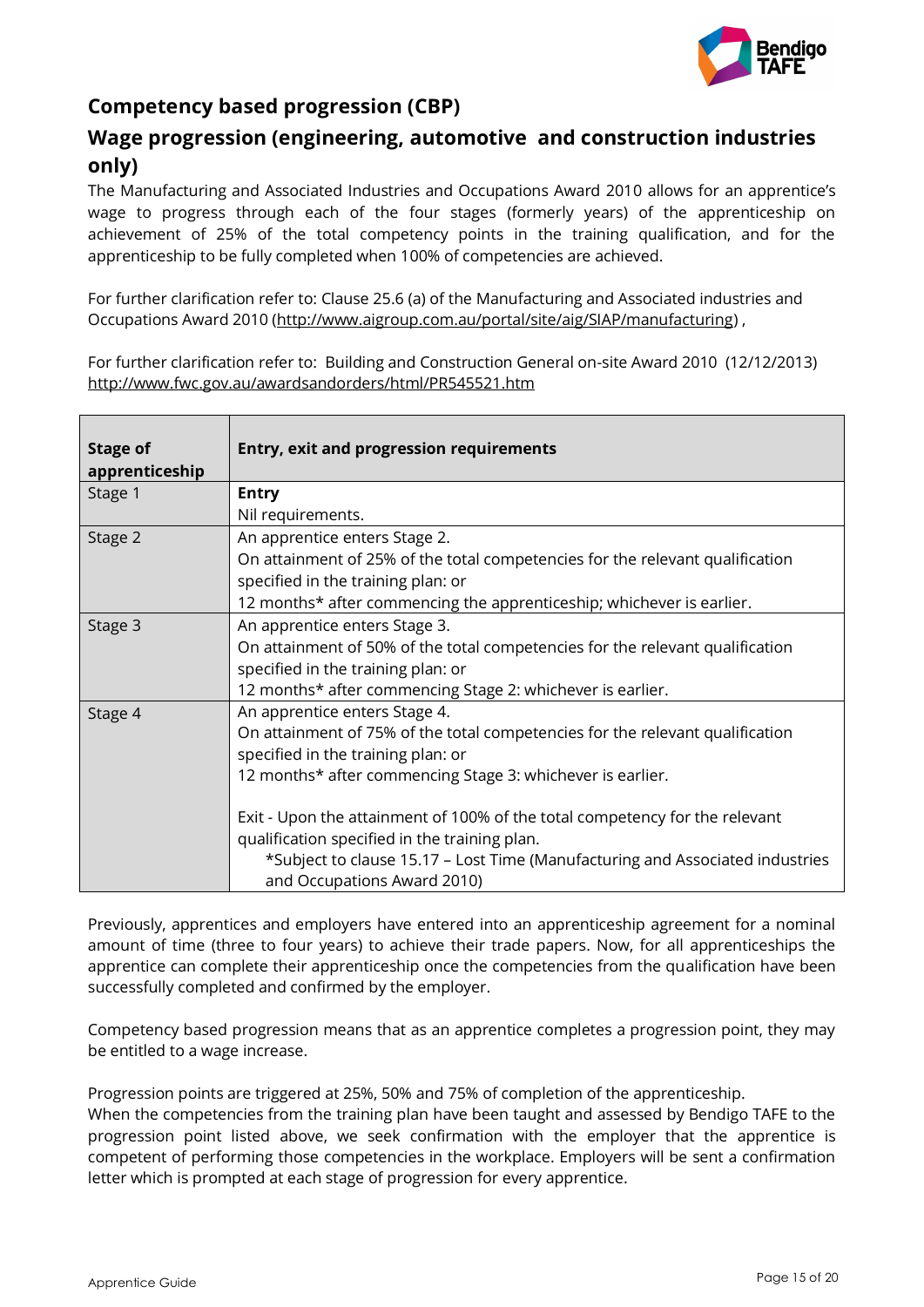## Competency based progression (CBP)

## Wage progression (engineering, automotive and construction industries only)

The Manufacturing and Associated Industries and Occupations Award 2010 allows for an apprentice's wage to progress through each of the four stages (formerly years) of the apprenticeship on achievement of 25% of the total competency points in the training qualification, and for the apprenticeship to be fully completed when 100% of competencies are achieved.

For further clarification refer to: Clause 25.6 (a) of the Manufacturing and Associated industries and Occupations Award 2010 (http://www.aigroup.com.au/portal/site/aig/SIAP/manufacturing) ,

For further clarification refer to: Building and Construction General on-site Award 2010 (12/12/2013) http://www.fwc.gov.au/awardsandorders/html/PR545521.htm

| Stage of apprenticeship | Entry, exit and progression requirements |
|---|---|
| Stage 1 | **Entry**<br>Nil requirements. |
| Stage 2 | An apprentice enters Stage 2.<br>On attainment of 25% of the total competencies for the relevant qualification specified in the training plan: or<br>12 months* after commencing the apprenticeship; whichever is earlier. |
| Stage 3 | An apprentice enters Stage 3.<br>On attainment of 50% of the total competencies for the relevant qualification specified in the training plan: or<br>12 months* after commencing Stage 2: whichever is earlier. |
| Stage 4 | An apprentice enters Stage 4.<br>On attainment of 75% of the total competencies for the relevant qualification specified in the training plan: or<br>12 months* after commencing Stage 3: whichever is earlier.<br><br>Exit - Upon the attainment of 100% of the total competency for the relevant qualification specified in the training plan.<br>*Subject to clause 15.17 – Lost Time (Manufacturing and Associated industries and Occupations Award 2010) |

Previously, apprentices and employers have entered into an apprenticeship agreement for a nominal amount of time (three to four years) to achieve their trade papers. Now, for all apprenticeships the apprentice can complete their apprenticeship once the competencies from the qualification have been successfully completed and confirmed by the employer.

Competency based progression means that as an apprentice completes a progression point, they may be entitled to a wage increase.

Progression points are triggered at 25%, 50% and 75% of completion of the apprenticeship.
When the competencies from the training plan have been taught and assessed by Bendigo TAFE to the progression point listed above, we seek confirmation with the employer that the apprentice is competent of performing those competencies in the workplace. Employers will be sent a confirmation letter which is prompted at each stage of progression for every apprentice.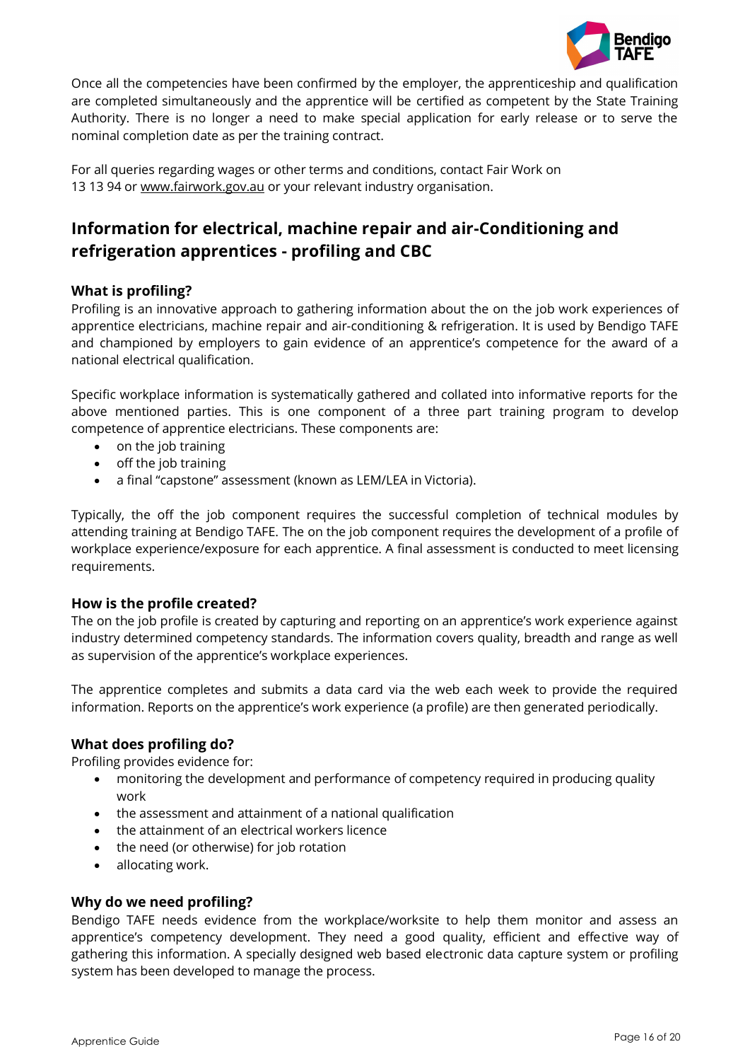Once all the competencies have been confirmed by the employer, the apprenticeship and qualification are completed simultaneously and the apprentice will be certified as competent by the State Training Authority. There is no longer a need to make special application for early release or to serve the nominal completion date as per the training contract.

For all queries regarding wages or other terms and conditions, contact Fair Work on 13 13 94 or www.fairwork.gov.au or your relevant industry organisation.

## Information for electrical, machine repair and air-Conditioning and refrigeration apprentices - profiling and CBC

### What is profiling?

Profiling is an innovative approach to gathering information about the on the job work experiences of apprentice electricians, machine repair and air-conditioning & refrigeration. It is used by Bendigo TAFE and championed by employers to gain evidence of an apprentice's competence for the award of a national electrical qualification.

Specific workplace information is systematically gathered and collated into informative reports for the above mentioned parties. This is one component of a three part training program to develop competence of apprentice electricians. These components are:

- on the job training
- off the job training
- a final "capstone" assessment (known as LEM/LEA in Victoria).

Typically, the off the job component requires the successful completion of technical modules by attending training at Bendigo TAFE. The on the job component requires the development of a profile of workplace experience/exposure for each apprentice. A final assessment is conducted to meet licensing requirements.

### How is the profile created?

The on the job profile is created by capturing and reporting on an apprentice's work experience against industry determined competency standards. The information covers quality, breadth and range as well as supervision of the apprentice's workplace experiences.

The apprentice completes and submits a data card via the web each week to provide the required information. Reports on the apprentice's work experience (a profile) are then generated periodically.

### What does profiling do?

Profiling provides evidence for:

- monitoring the development and performance of competency required in producing quality work
- the assessment and attainment of a national qualification
- the attainment of an electrical workers licence
- the need (or otherwise) for job rotation
- allocating work.

### Why do we need profiling?

Bendigo TAFE needs evidence from the workplace/worksite to help them monitor and assess an apprentice's competency development. They need a good quality, efficient and effective way of gathering this information. A specially designed web based electronic data capture system or profiling system has been developed to manage the process.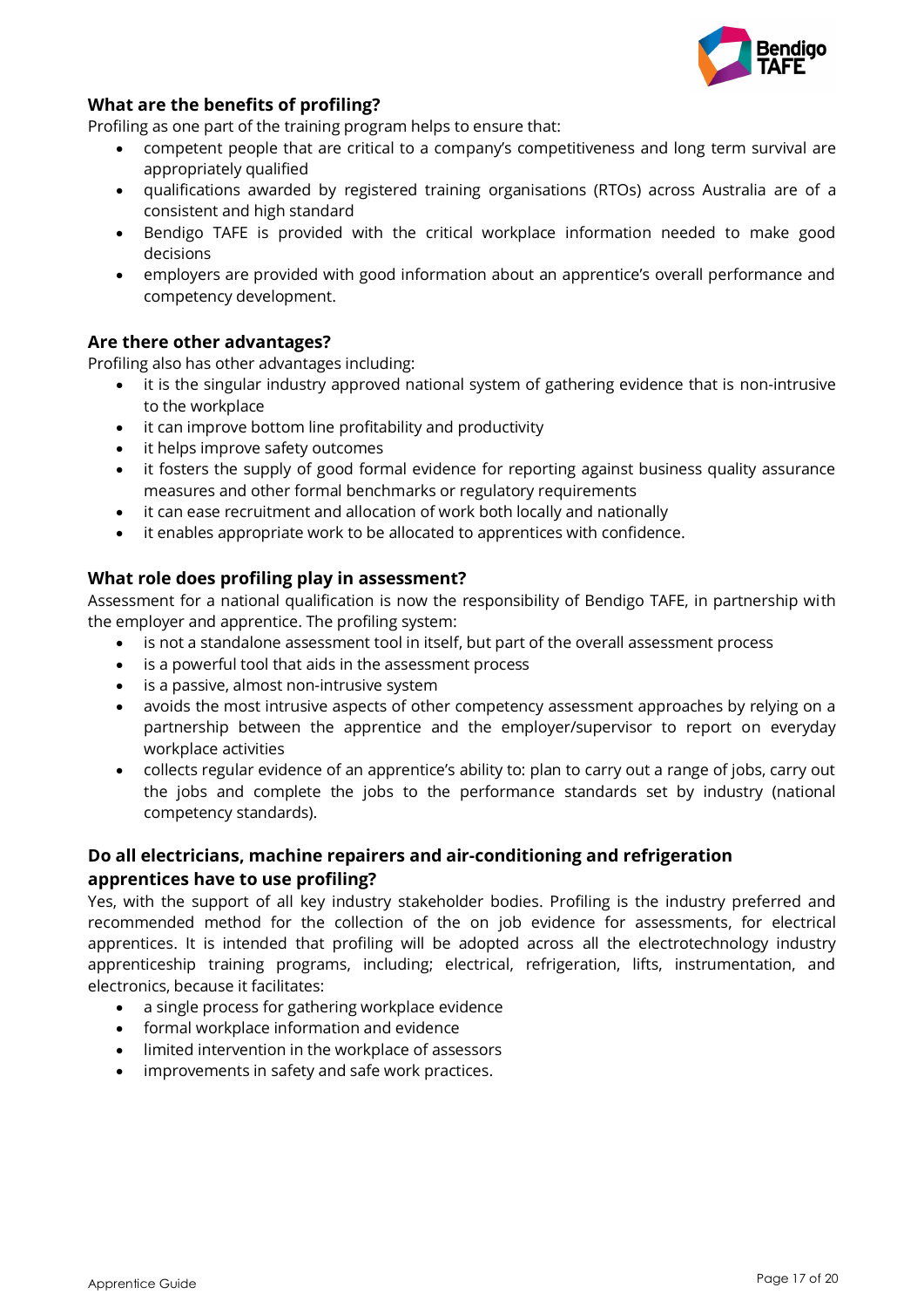## What are the benefits of profiling?

Profiling as one part of the training program helps to ensure that:

- competent people that are critical to a company's competitiveness and long term survival are appropriately qualified
- qualifications awarded by registered training organisations (RTOs) across Australia are of a consistent and high standard
- Bendigo TAFE is provided with the critical workplace information needed to make good decisions
- employers are provided with good information about an apprentice's overall performance and competency development.

## Are there other advantages?

Profiling also has other advantages including:

- it is the singular industry approved national system of gathering evidence that is non-intrusive to the workplace
- it can improve bottom line profitability and productivity
- it helps improve safety outcomes
- it fosters the supply of good formal evidence for reporting against business quality assurance measures and other formal benchmarks or regulatory requirements
- it can ease recruitment and allocation of work both locally and nationally
- it enables appropriate work to be allocated to apprentices with confidence.

## What role does profiling play in assessment?

Assessment for a national qualification is now the responsibility of Bendigo TAFE, in partnership with the employer and apprentice. The profiling system:

- is not a standalone assessment tool in itself, but part of the overall assessment process
- is a powerful tool that aids in the assessment process
- is a passive, almost non-intrusive system
- avoids the most intrusive aspects of other competency assessment approaches by relying on a partnership between the apprentice and the employer/supervisor to report on everyday workplace activities
- collects regular evidence of an apprentice's ability to: plan to carry out a range of jobs, carry out the jobs and complete the jobs to the performance standards set by industry (national competency standards).

## Do all electricians, machine repairers and air-conditioning and refrigeration apprentices have to use profiling?

Yes, with the support of all key industry stakeholder bodies. Profiling is the industry preferred and recommended method for the collection of the on job evidence for assessments, for electrical apprentices. It is intended that profiling will be adopted across all the electrotechnology industry apprenticeship training programs, including; electrical, refrigeration, lifts, instrumentation, and electronics, because it facilitates:

- a single process for gathering workplace evidence
- formal workplace information and evidence
- limited intervention in the workplace of assessors
- improvements in safety and safe work practices.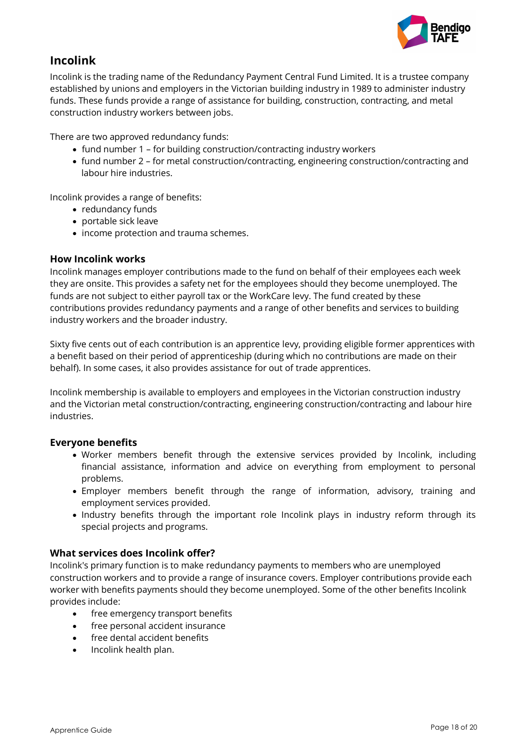## Incolink

Incolink is the trading name of the Redundancy Payment Central Fund Limited. It is a trustee company established by unions and employers in the Victorian building industry in 1989 to administer industry funds. These funds provide a range of assistance for building, construction, contracting, and metal construction industry workers between jobs.

There are two approved redundancy funds:

- fund number 1 – for building construction/contracting industry workers
- fund number 2 – for metal construction/contracting, engineering construction/contracting and labour hire industries.

Incolink provides a range of benefits:

- redundancy funds
- portable sick leave
- income protection and trauma schemes.

### How Incolink works

Incolink manages employer contributions made to the fund on behalf of their employees each week they are onsite. This provides a safety net for the employees should they become unemployed. The funds are not subject to either payroll tax or the WorkCare levy. The fund created by these contributions provides redundancy payments and a range of other benefits and services to building industry workers and the broader industry.

Sixty five cents out of each contribution is an apprentice levy, providing eligible former apprentices with a benefit based on their period of apprenticeship (during which no contributions are made on their behalf). In some cases, it also provides assistance for out of trade apprentices.

Incolink membership is available to employers and employees in the Victorian construction industry and the Victorian metal construction/contracting, engineering construction/contracting and labour hire industries.

### Everyone benefits

- Worker members benefit through the extensive services provided by Incolink, including financial assistance, information and advice on everything from employment to personal problems.
- Employer members benefit through the range of information, advisory, training and employment services provided.
- Industry benefits through the important role Incolink plays in industry reform through its special projects and programs.

### What services does Incolink offer?

Incolink's primary function is to make redundancy payments to members who are unemployed construction workers and to provide a range of insurance covers. Employer contributions provide each worker with benefits payments should they become unemployed. Some of the other benefits Incolink provides include:

- free emergency transport benefits
- free personal accident insurance
- free dental accident benefits
- Incolink health plan.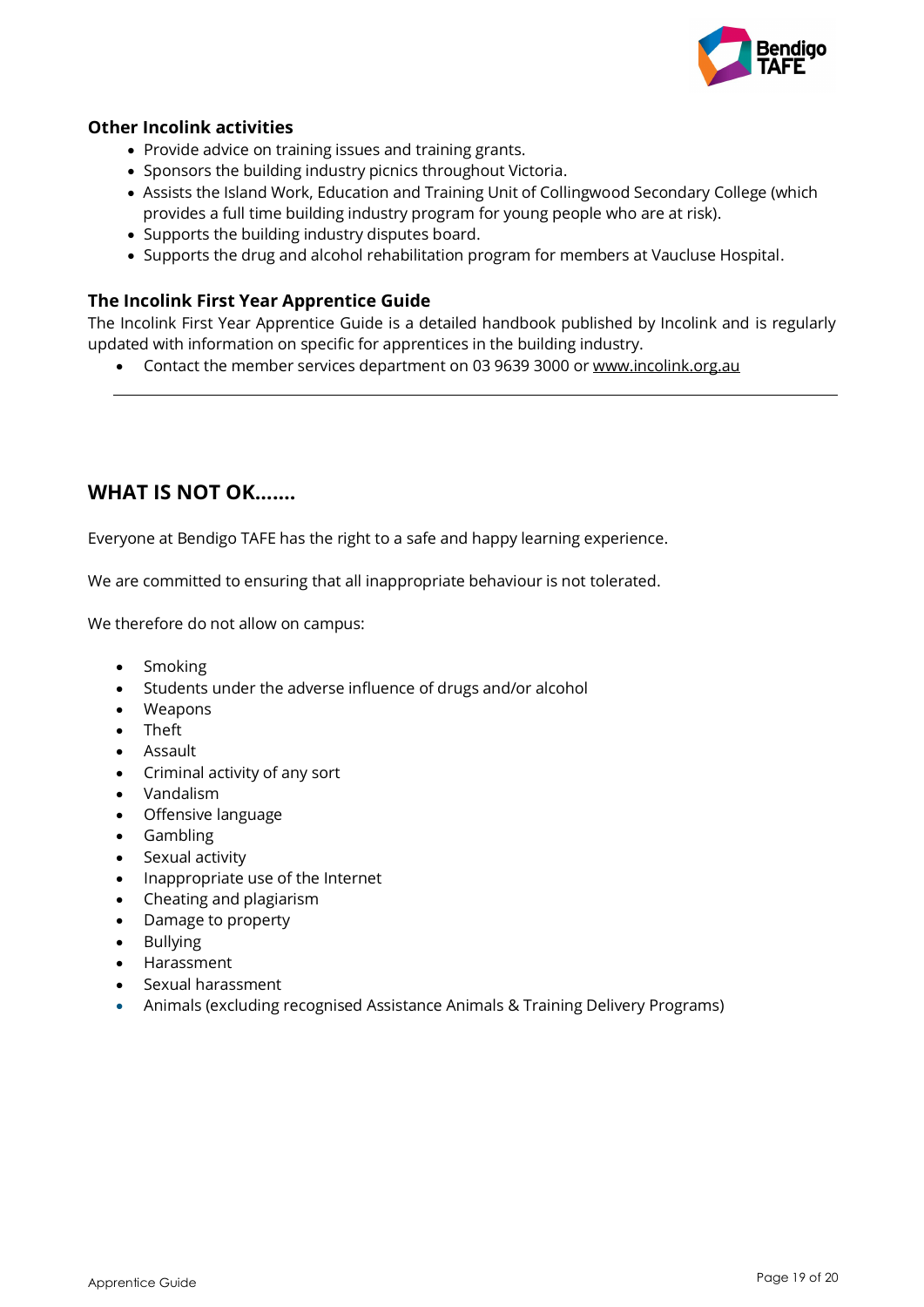### Other Incolink activities

- Provide advice on training issues and training grants.
- Sponsors the building industry picnics throughout Victoria.
- Assists the Island Work, Education and Training Unit of Collingwood Secondary College (which provides a full time building industry program for young people who are at risk).
- Supports the building industry disputes board.
- Supports the drug and alcohol rehabilitation program for members at Vaucluse Hospital.

### The Incolink First Year Apprentice Guide

The Incolink First Year Apprentice Guide is a detailed handbook published by Incolink and is regularly updated with information on specific for apprentices in the building industry.

- Contact the member services department on 03 9639 3000 or www.incolink.org.au

---

## WHAT IS NOT OK…….

Everyone at Bendigo TAFE has the right to a safe and happy learning experience.

We are committed to ensuring that all inappropriate behaviour is not tolerated.

We therefore do not allow on campus:

- Smoking
- Students under the adverse influence of drugs and/or alcohol
- Weapons
- Theft
- Assault
- Criminal activity of any sort
- Vandalism
- Offensive language
- Gambling
- Sexual activity
- Inappropriate use of the Internet
- Cheating and plagiarism
- Damage to property
- Bullying
- Harassment
- Sexual harassment
- Animals (excluding recognised Assistance Animals & Training Delivery Programs)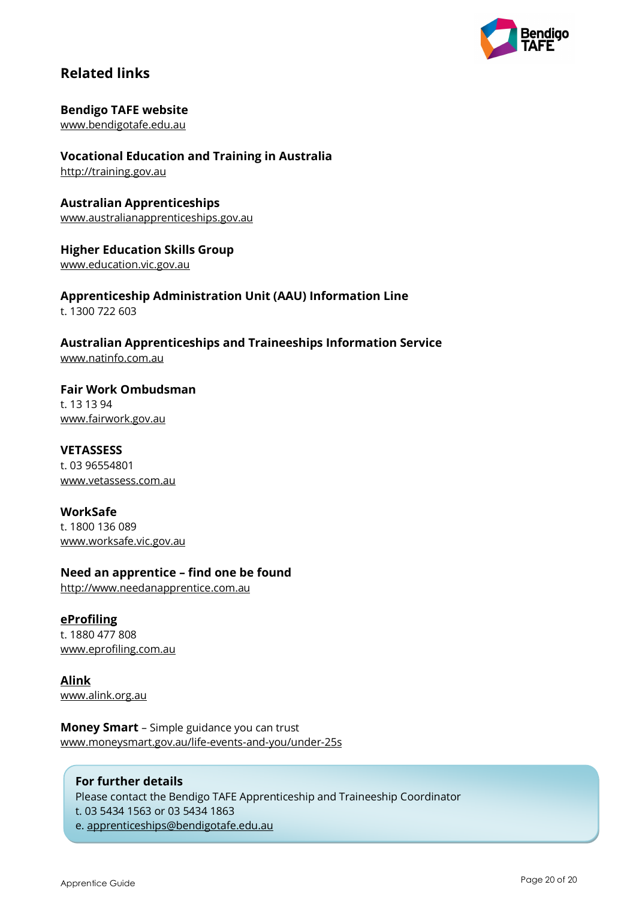## Related links

**Bendigo TAFE website**
www.bendigotafe.edu.au

**Vocational Education and Training in Australia**
http://training.gov.au

**Australian Apprenticeships**
www.australianapprenticeships.gov.au

**Higher Education Skills Group**
www.education.vic.gov.au

**Apprenticeship Administration Unit (AAU) Information Line**
t. 1300 722 603

**Australian Apprenticeships and Traineeships Information Service**
www.natinfo.com.au

**Fair Work Ombudsman**
t. 13 13 94
www.fairwork.gov.au

**VETASSESS**
t. 03 96554801
www.vetassess.com.au

**WorkSafe**
t. 1800 136 089
www.worksafe.vic.gov.au

**Need an apprentice – find one be found**
http://www.needanapprentice.com.au

**eProfiling**
t. 1880 477 808
www.eprofiling.com.au

**Alink**
www.alink.org.au

**Money Smart** – Simple guidance you can trust
www.moneysmart.gov.au/life-events-and-you/under-25s

**For further details**
Please contact the Bendigo TAFE Apprenticeship and Traineeship Coordinator
t. 03 5434 1563 or 03 5434 1863
e. apprenticeships@bendigotafe.edu.au